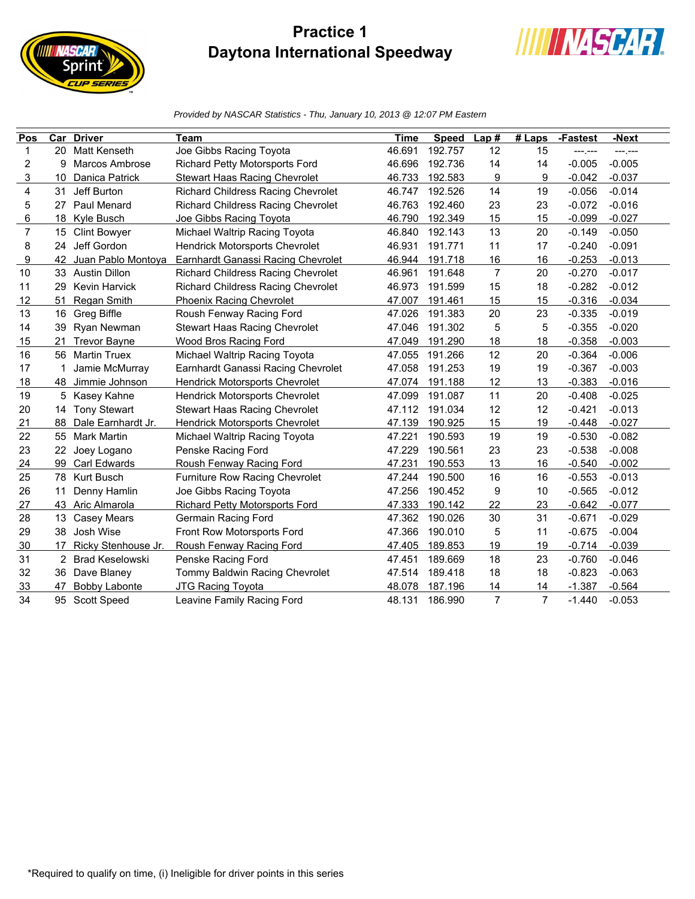# Practice 1
## Daytona International Speedway

*Provided by NASCAR Statistics - Thu, January 10, 2013 @ 12:07 PM Eastern*

| Pos | Car | Driver | Team | Time | Speed | Lap # | # Laps | -Fastest | -Next |
|---|---|---|---|---|---|---|---|---|---|
| 1 | 20 | Matt Kenseth | Joe Gibbs Racing Toyota | 46.691 | 192.757 | 12 | 15 | ---.--- | ---.--- |
| 2 | 9 | Marcos Ambrose | Richard Petty Motorsports Ford | 46.696 | 192.736 | 14 | 14 | -0.005 | -0.005 |
| 3 | 10 | Danica Patrick | Stewart Haas Racing Chevrolet | 46.733 | 192.583 | 9 | 9 | -0.042 | -0.037 |
| 4 | 31 | Jeff Burton | Richard Childress Racing Chevrolet | 46.747 | 192.526 | 14 | 19 | -0.056 | -0.014 |
| 5 | 27 | Paul Menard | Richard Childress Racing Chevrolet | 46.763 | 192.460 | 23 | 23 | -0.072 | -0.016 |
| 6 | 18 | Kyle Busch | Joe Gibbs Racing Toyota | 46.790 | 192.349 | 15 | 15 | -0.099 | -0.027 |
| 7 | 15 | Clint Bowyer | Michael Waltrip Racing Toyota | 46.840 | 192.143 | 13 | 20 | -0.149 | -0.050 |
| 8 | 24 | Jeff Gordon | Hendrick Motorsports Chevrolet | 46.931 | 191.771 | 11 | 17 | -0.240 | -0.091 |
| 9 | 42 | Juan Pablo Montoya | Earnhardt Ganassi Racing Chevrolet | 46.944 | 191.718 | 16 | 16 | -0.253 | -0.013 |
| 10 | 33 | Austin Dillon | Richard Childress Racing Chevrolet | 46.961 | 191.648 | 7 | 20 | -0.270 | -0.017 |
| 11 | 29 | Kevin Harvick | Richard Childress Racing Chevrolet | 46.973 | 191.599 | 15 | 18 | -0.282 | -0.012 |
| 12 | 51 | Regan Smith | Phoenix Racing Chevrolet | 47.007 | 191.461 | 15 | 15 | -0.316 | -0.034 |
| 13 | 16 | Greg Biffle | Roush Fenway Racing Ford | 47.026 | 191.383 | 20 | 23 | -0.335 | -0.019 |
| 14 | 39 | Ryan Newman | Stewart Haas Racing Chevrolet | 47.046 | 191.302 | 5 | 5 | -0.355 | -0.020 |
| 15 | 21 | Trevor Bayne | Wood Bros Racing Ford | 47.049 | 191.290 | 18 | 18 | -0.358 | -0.003 |
| 16 | 56 | Martin Truex | Michael Waltrip Racing Toyota | 47.055 | 191.266 | 12 | 20 | -0.364 | -0.006 |
| 17 | 1 | Jamie McMurray | Earnhardt Ganassi Racing Chevrolet | 47.058 | 191.253 | 19 | 19 | -0.367 | -0.003 |
| 18 | 48 | Jimmie Johnson | Hendrick Motorsports Chevrolet | 47.074 | 191.188 | 12 | 13 | -0.383 | -0.016 |
| 19 | 5 | Kasey Kahne | Hendrick Motorsports Chevrolet | 47.099 | 191.087 | 11 | 20 | -0.408 | -0.025 |
| 20 | 14 | Tony Stewart | Stewart Haas Racing Chevrolet | 47.112 | 191.034 | 12 | 12 | -0.421 | -0.013 |
| 21 | 88 | Dale Earnhardt Jr. | Hendrick Motorsports Chevrolet | 47.139 | 190.925 | 15 | 19 | -0.448 | -0.027 |
| 22 | 55 | Mark Martin | Michael Waltrip Racing Toyota | 47.221 | 190.593 | 19 | 19 | -0.530 | -0.082 |
| 23 | 22 | Joey Logano | Penske Racing Ford | 47.229 | 190.561 | 23 | 23 | -0.538 | -0.008 |
| 24 | 99 | Carl Edwards | Roush Fenway Racing Ford | 47.231 | 190.553 | 13 | 16 | -0.540 | -0.002 |
| 25 | 78 | Kurt Busch | Furniture Row Racing Chevrolet | 47.244 | 190.500 | 16 | 16 | -0.553 | -0.013 |
| 26 | 11 | Denny Hamlin | Joe Gibbs Racing Toyota | 47.256 | 190.452 | 9 | 10 | -0.565 | -0.012 |
| 27 | 43 | Aric Almarola | Richard Petty Motorsports Ford | 47.333 | 190.142 | 22 | 23 | -0.642 | -0.077 |
| 28 | 13 | Casey Mears | Germain Racing Ford | 47.362 | 190.026 | 30 | 31 | -0.671 | -0.029 |
| 29 | 38 | Josh Wise | Front Row Motorsports Ford | 47.366 | 190.010 | 5 | 11 | -0.675 | -0.004 |
| 30 | 17 | Ricky Stenhouse Jr. | Roush Fenway Racing Ford | 47.405 | 189.853 | 19 | 19 | -0.714 | -0.039 |
| 31 | 2 | Brad Keselowski | Penske Racing Ford | 47.451 | 189.669 | 18 | 23 | -0.760 | -0.046 |
| 32 | 36 | Dave Blaney | Tommy Baldwin Racing Chevrolet | 47.514 | 189.418 | 18 | 18 | -0.823 | -0.063 |
| 33 | 47 | Bobby Labonte | JTG Racing Toyota | 48.078 | 187.196 | 14 | 14 | -1.387 | -0.564 |
| 34 | 95 | Scott Speed | Leavine Family Racing Ford | 48.131 | 186.990 | 7 | 7 | -1.440 | -0.053 |

*Required to qualify on time, (i) Ineligible for driver points in this series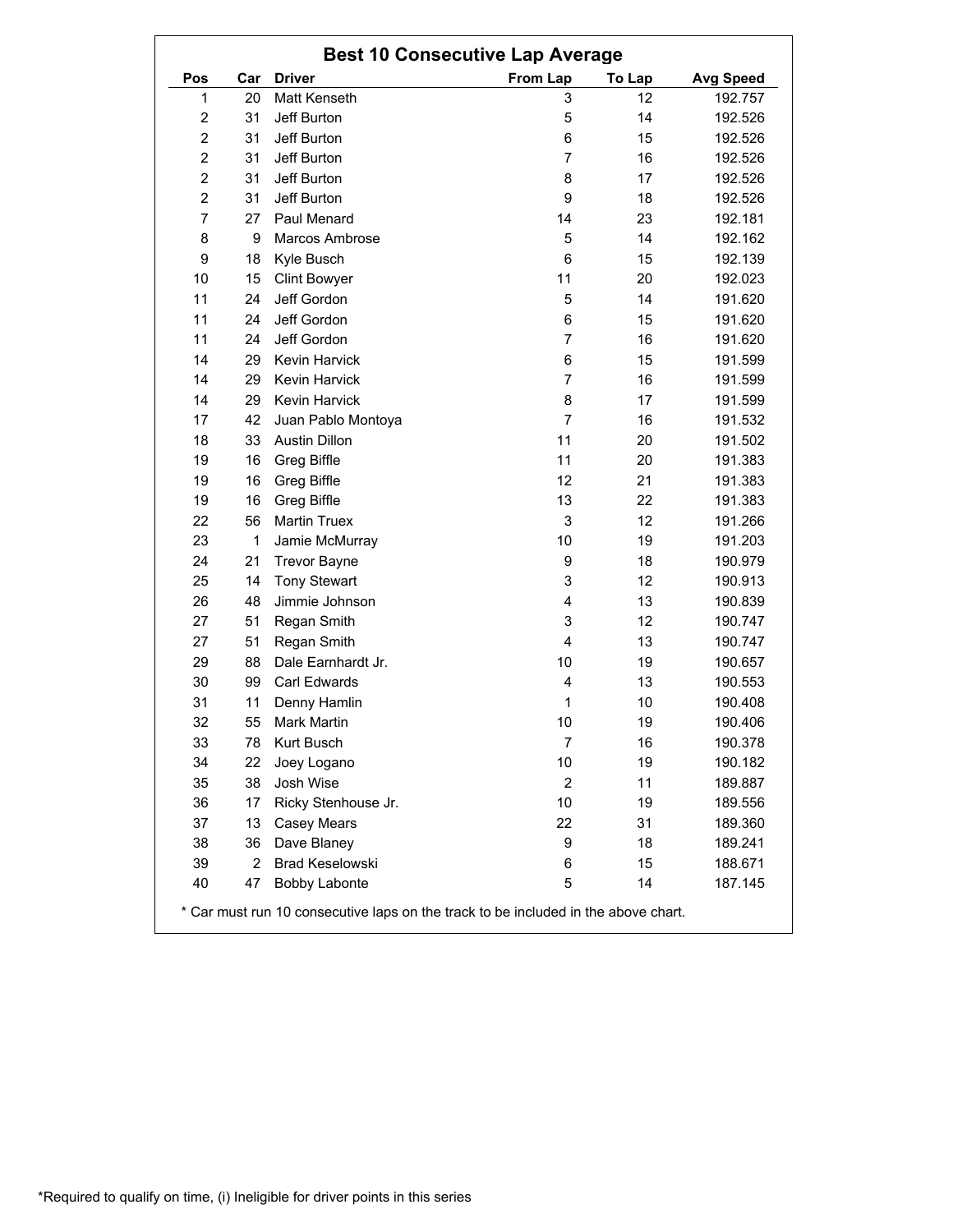## Best 10 Consecutive Lap Average

| Pos | Car | Driver | From Lap | To Lap | Avg Speed |
|---|---|---|---|---|---|
| 1 | 20 | Matt Kenseth | 3 | 12 | 192.757 |
| 2 | 31 | Jeff Burton | 5 | 14 | 192.526 |
| 2 | 31 | Jeff Burton | 6 | 15 | 192.526 |
| 2 | 31 | Jeff Burton | 7 | 16 | 192.526 |
| 2 | 31 | Jeff Burton | 8 | 17 | 192.526 |
| 2 | 31 | Jeff Burton | 9 | 18 | 192.526 |
| 7 | 27 | Paul Menard | 14 | 23 | 192.181 |
| 8 | 9 | Marcos Ambrose | 5 | 14 | 192.162 |
| 9 | 18 | Kyle Busch | 6 | 15 | 192.139 |
| 10 | 15 | Clint Bowyer | 11 | 20 | 192.023 |
| 11 | 24 | Jeff Gordon | 5 | 14 | 191.620 |
| 11 | 24 | Jeff Gordon | 6 | 15 | 191.620 |
| 11 | 24 | Jeff Gordon | 7 | 16 | 191.620 |
| 14 | 29 | Kevin Harvick | 6 | 15 | 191.599 |
| 14 | 29 | Kevin Harvick | 7 | 16 | 191.599 |
| 14 | 29 | Kevin Harvick | 8 | 17 | 191.599 |
| 17 | 42 | Juan Pablo Montoya | 7 | 16 | 191.532 |
| 18 | 33 | Austin Dillon | 11 | 20 | 191.502 |
| 19 | 16 | Greg Biffle | 11 | 20 | 191.383 |
| 19 | 16 | Greg Biffle | 12 | 21 | 191.383 |
| 19 | 16 | Greg Biffle | 13 | 22 | 191.383 |
| 22 | 56 | Martin Truex | 3 | 12 | 191.266 |
| 23 | 1 | Jamie McMurray | 10 | 19 | 191.203 |
| 24 | 21 | Trevor Bayne | 9 | 18 | 190.979 |
| 25 | 14 | Tony Stewart | 3 | 12 | 190.913 |
| 26 | 48 | Jimmie Johnson | 4 | 13 | 190.839 |
| 27 | 51 | Regan Smith | 3 | 12 | 190.747 |
| 27 | 51 | Regan Smith | 4 | 13 | 190.747 |
| 29 | 88 | Dale Earnhardt Jr. | 10 | 19 | 190.657 |
| 30 | 99 | Carl Edwards | 4 | 13 | 190.553 |
| 31 | 11 | Denny Hamlin | 1 | 10 | 190.408 |
| 32 | 55 | Mark Martin | 10 | 19 | 190.406 |
| 33 | 78 | Kurt Busch | 7 | 16 | 190.378 |
| 34 | 22 | Joey Logano | 10 | 19 | 190.182 |
| 35 | 38 | Josh Wise | 2 | 11 | 189.887 |
| 36 | 17 | Ricky Stenhouse Jr. | 10 | 19 | 189.556 |
| 37 | 13 | Casey Mears | 22 | 31 | 189.360 |
| 38 | 36 | Dave Blaney | 9 | 18 | 189.241 |
| 39 | 2 | Brad Keselowski | 6 | 15 | 188.671 |
| 40 | 47 | Bobby Labonte | 5 | 14 | 187.145 |

* Car must run 10 consecutive laps on the track to be included in the above chart.

*Required to qualify on time, (i) Ineligible for driver points in this series